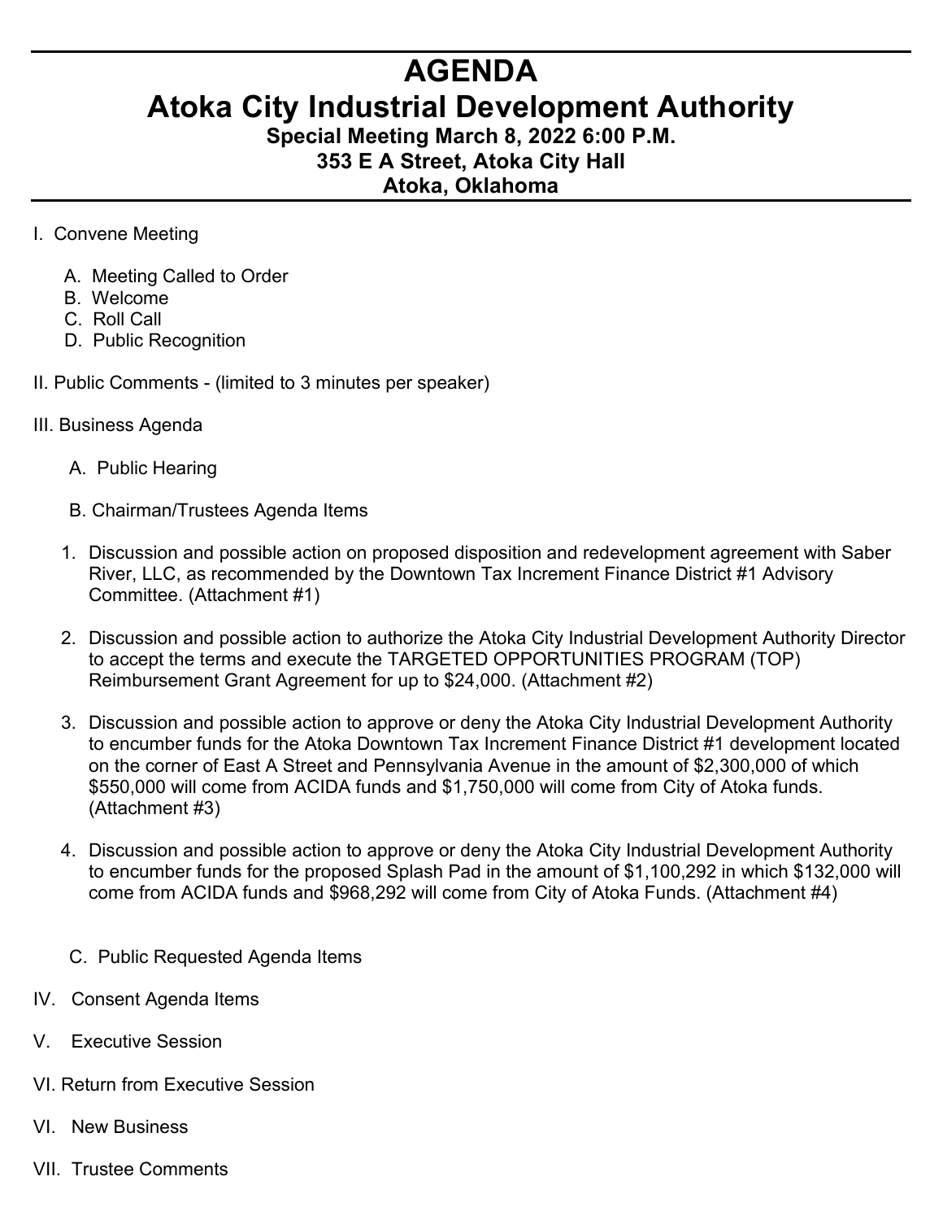# AGENDA

# Atoka City Industrial Development Authority

### Special Meeting March 8, 2022 6:00 P.M.

### 353 E A Street, Atoka City Hall

### Atoka, Oklahoma

---

I. Convene Meeting

- A. Meeting Called to Order
- B. Welcome
- C. Roll Call
- D. Public Recognition

II. Public Comments - (limited to 3 minutes per speaker)

III. Business Agenda

- A. Public Hearing
- B. Chairman/Trustees Agenda Items

1. Discussion and possible action on proposed disposition and redevelopment agreement with Saber River, LLC, as recommended by the Downtown Tax Increment Finance District #1 Advisory Committee. (Attachment #1)

2. Discussion and possible action to authorize the Atoka City Industrial Development Authority Director to accept the terms and execute the TARGETED OPPORTUNITIES PROGRAM (TOP) Reimbursement Grant Agreement for up to $24,000. (Attachment #2)

3. Discussion and possible action to approve or deny the Atoka City Industrial Development Authority to encumber funds for the Atoka Downtown Tax Increment Finance District #1 development located on the corner of East A Street and Pennsylvania Avenue in the amount of $2,300,000 of which $550,000 will come from ACIDA funds and $1,750,000 will come from City of Atoka funds. (Attachment #3)

4. Discussion and possible action to approve or deny the Atoka City Industrial Development Authority to encumber funds for the proposed Splash Pad in the amount of $1,100,292 in which $132,000 will come from ACIDA funds and $968,292 will come from City of Atoka Funds. (Attachment #4)

- C. Public Requested Agenda Items

IV. Consent Agenda Items

V. Executive Session

VI. Return from Executive Session

VI. New Business

VII. Trustee Comments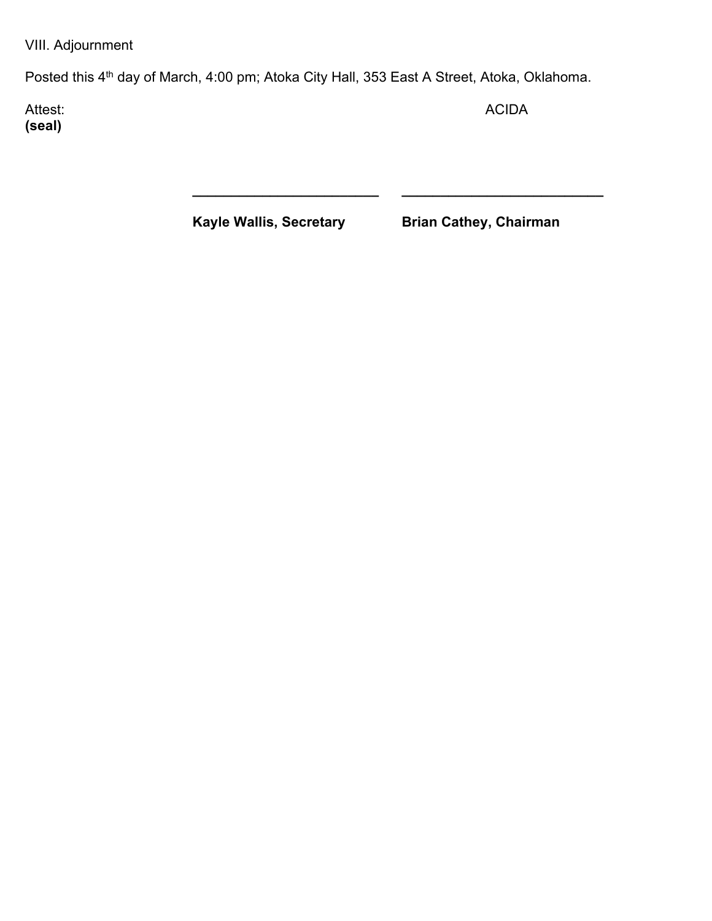VIII. Adjournment

Posted this 4th day of March, 4:00 pm; Atoka City Hall, 353 East A Street, Atoka, Oklahoma.

Attest: ACIDA

**(seal)**

\_\_\_\_\_\_\_\_\_\_\_\_\_\_\_\_\_\_\_\_\_\_\_\_ \_\_\_\_\_\_\_\_\_\_\_\_\_\_\_\_\_\_\_\_\_\_\_\_\_\_

**Kayle Wallis, Secretary** **Brian Cathey, Chairman**